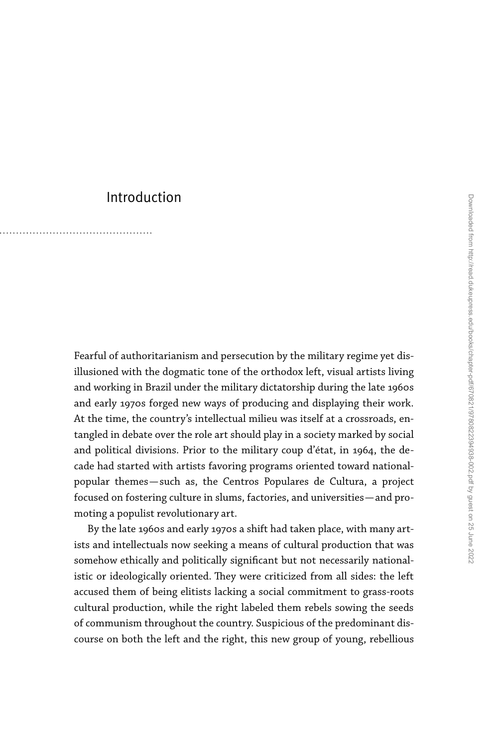# Introduction

Fearful of authoritarianism and persecution by the military regime yet disillusioned with the dogmatic tone of the orthodox left, visual artists living and working in Brazil under the military dictatorship during the late 1960s and early 1970s forged new ways of producing and displaying their work. At the time, the country's intellectual milieu was itself at a crossroads, entangled in debate over the role art should play in a society marked by social and political divisions. Prior to the military coup d'état, in 1964, the decade had started with artists favoring programs oriented toward national-popular themes—such as, the Centros Populares de Cultura, a project focused on fostering culture in slums, factories, and universities—and promoting a populist revolutionary art.

By the late 1960s and early 1970s a shift had taken place, with many artists and intellectuals now seeking a means of cultural production that was somehow ethically and politically significant but not necessarily nationalistic or ideologically oriented. They were criticized from all sides: the left accused them of being elitists lacking a social commitment to grass-roots cultural production, while the right labeled them rebels sowing the seeds of communism throughout the country. Suspicious of the predominant discourse on both the left and the right, this new group of young, rebellious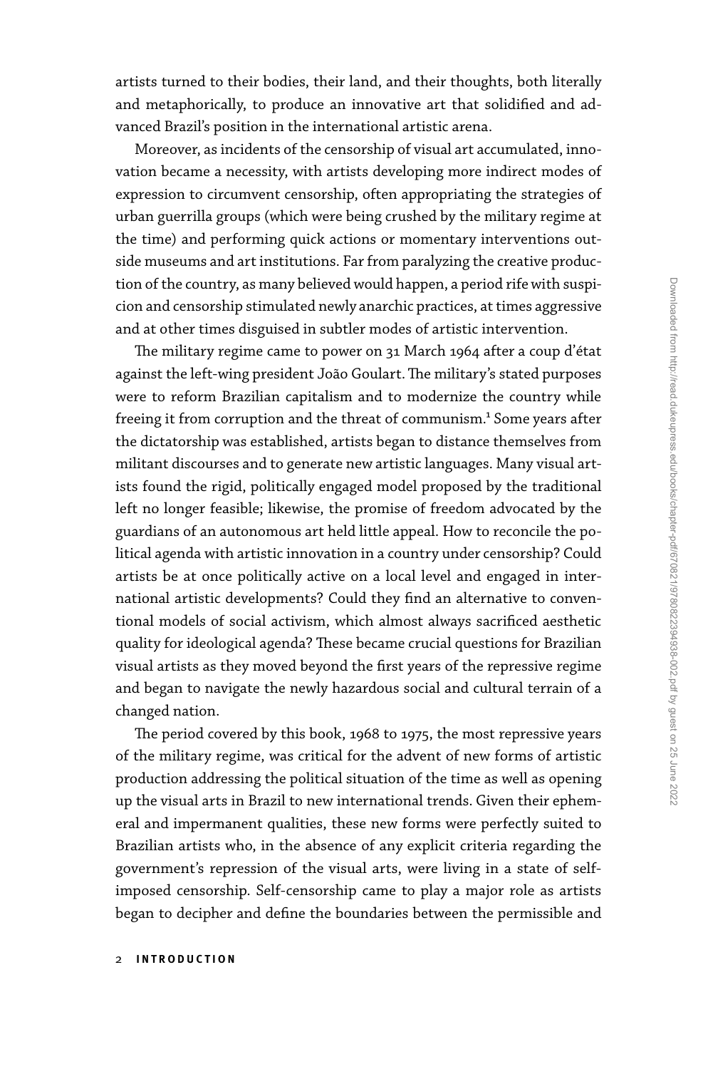artists turned to their bodies, their land, and their thoughts, both literally and metaphorically, to produce an innovative art that solidified and advanced Brazil's position in the international artistic arena.

Moreover, as incidents of the censorship of visual art accumulated, innovation became a necessity, with artists developing more indirect modes of expression to circumvent censorship, often appropriating the strategies of urban guerrilla groups (which were being crushed by the military regime at the time) and performing quick actions or momentary interventions outside museums and art institutions. Far from paralyzing the creative production of the country, as many believed would happen, a period rife with suspicion and censorship stimulated newly anarchic practices, at times aggressive and at other times disguised in subtler modes of artistic intervention.

The military regime came to power on 31 March 1964 after a coup d'état against the left-wing president João Goulart. The military's stated purposes were to reform Brazilian capitalism and to modernize the country while freeing it from corruption and the threat of communism.[1] Some years after the dictatorship was established, artists began to distance themselves from militant discourses and to generate new artistic languages. Many visual artists found the rigid, politically engaged model proposed by the traditional left no longer feasible; likewise, the promise of freedom advocated by the guardians of an autonomous art held little appeal. How to reconcile the political agenda with artistic innovation in a country under censorship? Could artists be at once politically active on a local level and engaged in international artistic developments? Could they find an alternative to conventional models of social activism, which almost always sacrificed aesthetic quality for ideological agenda? These became crucial questions for Brazilian visual artists as they moved beyond the first years of the repressive regime and began to navigate the newly hazardous social and cultural terrain of a changed nation.

The period covered by this book, 1968 to 1975, the most repressive years of the military regime, was critical for the advent of new forms of artistic production addressing the political situation of the time as well as opening up the visual arts in Brazil to new international trends. Given their ephemeral and impermanent qualities, these new forms were perfectly suited to Brazilian artists who, in the absence of any explicit criteria regarding the government's repression of the visual arts, were living in a state of self-imposed censorship. Self-censorship came to play a major role as artists began to decipher and define the boundaries between the permissible and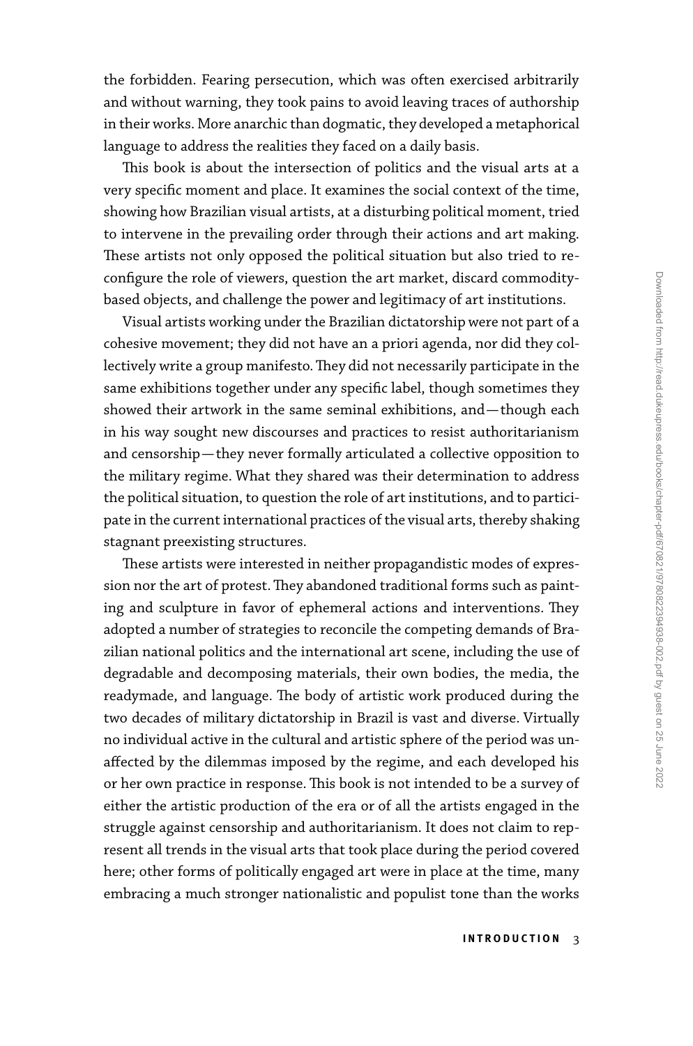the forbidden. Fearing persecution, which was often exercised arbitrarily and without warning, they took pains to avoid leaving traces of authorship in their works. More anarchic than dogmatic, they developed a metaphorical language to address the realities they faced on a daily basis.

This book is about the intersection of politics and the visual arts at a very specific moment and place. It examines the social context of the time, showing how Brazilian visual artists, at a disturbing political moment, tried to intervene in the prevailing order through their actions and art making. These artists not only opposed the political situation but also tried to reconfigure the role of viewers, question the art market, discard commodity-based objects, and challenge the power and legitimacy of art institutions.

Visual artists working under the Brazilian dictatorship were not part of a cohesive movement; they did not have an a priori agenda, nor did they collectively write a group manifesto. They did not necessarily participate in the same exhibitions together under any specific label, though sometimes they showed their artwork in the same seminal exhibitions, and—though each in his way sought new discourses and practices to resist authoritarianism and censorship—they never formally articulated a collective opposition to the military regime. What they shared was their determination to address the political situation, to question the role of art institutions, and to participate in the current international practices of the visual arts, thereby shaking stagnant preexisting structures.

These artists were interested in neither propagandistic modes of expression nor the art of protest. They abandoned traditional forms such as painting and sculpture in favor of ephemeral actions and interventions. They adopted a number of strategies to reconcile the competing demands of Brazilian national politics and the international art scene, including the use of degradable and decomposing materials, their own bodies, the media, the readymade, and language. The body of artistic work produced during the two decades of military dictatorship in Brazil is vast and diverse. Virtually no individual active in the cultural and artistic sphere of the period was unaffected by the dilemmas imposed by the regime, and each developed his or her own practice in response. This book is not intended to be a survey of either the artistic production of the era or of all the artists engaged in the struggle against censorship and authoritarianism. It does not claim to represent all trends in the visual arts that took place during the period covered here; other forms of politically engaged art were in place at the time, many embracing a much stronger nationalistic and populist tone than the works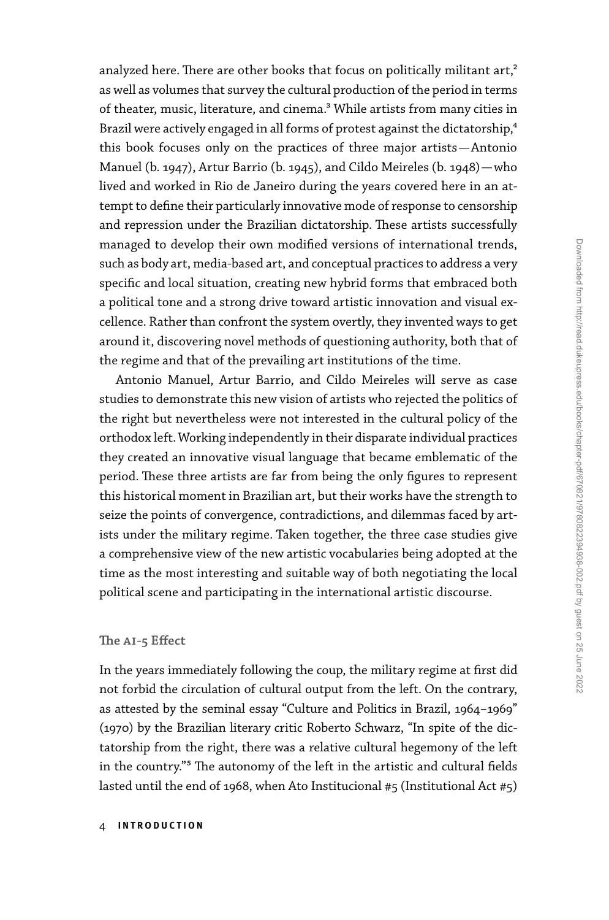analyzed here. There are other books that focus on politically militant art,[2] as well as volumes that survey the cultural production of the period in terms of theater, music, literature, and cinema.[3] While artists from many cities in Brazil were actively engaged in all forms of protest against the dictatorship,[4] this book focuses only on the practices of three major artists—Antonio Manuel (b. 1947), Artur Barrio (b. 1945), and Cildo Meireles (b. 1948)—who lived and worked in Rio de Janeiro during the years covered here in an attempt to define their particularly innovative mode of response to censorship and repression under the Brazilian dictatorship. These artists successfully managed to develop their own modified versions of international trends, such as body art, media-based art, and conceptual practices to address a very specific and local situation, creating new hybrid forms that embraced both a political tone and a strong drive toward artistic innovation and visual excellence. Rather than confront the system overtly, they invented ways to get around it, discovering novel methods of questioning authority, both that of the regime and that of the prevailing art institutions of the time.

Antonio Manuel, Artur Barrio, and Cildo Meireles will serve as case studies to demonstrate this new vision of artists who rejected the politics of the right but nevertheless were not interested in the cultural policy of the orthodox left. Working independently in their disparate individual practices they created an innovative visual language that became emblematic of the period. These three artists are far from being the only figures to represent this historical moment in Brazilian art, but their works have the strength to seize the points of convergence, contradictions, and dilemmas faced by artists under the military regime. Taken together, the three case studies give a comprehensive view of the new artistic vocabularies being adopted at the time as the most interesting and suitable way of both negotiating the local political scene and participating in the international artistic discourse.

## The AI-5 Effect

In the years immediately following the coup, the military regime at first did not forbid the circulation of cultural output from the left. On the contrary, as attested by the seminal essay "Culture and Politics in Brazil, 1964–1969" (1970) by the Brazilian literary critic Roberto Schwarz, "In spite of the dictatorship from the right, there was a relative cultural hegemony of the left in the country."[5] The autonomy of the left in the artistic and cultural fields lasted until the end of 1968, when Ato Institucional #5 (Institutional Act #5)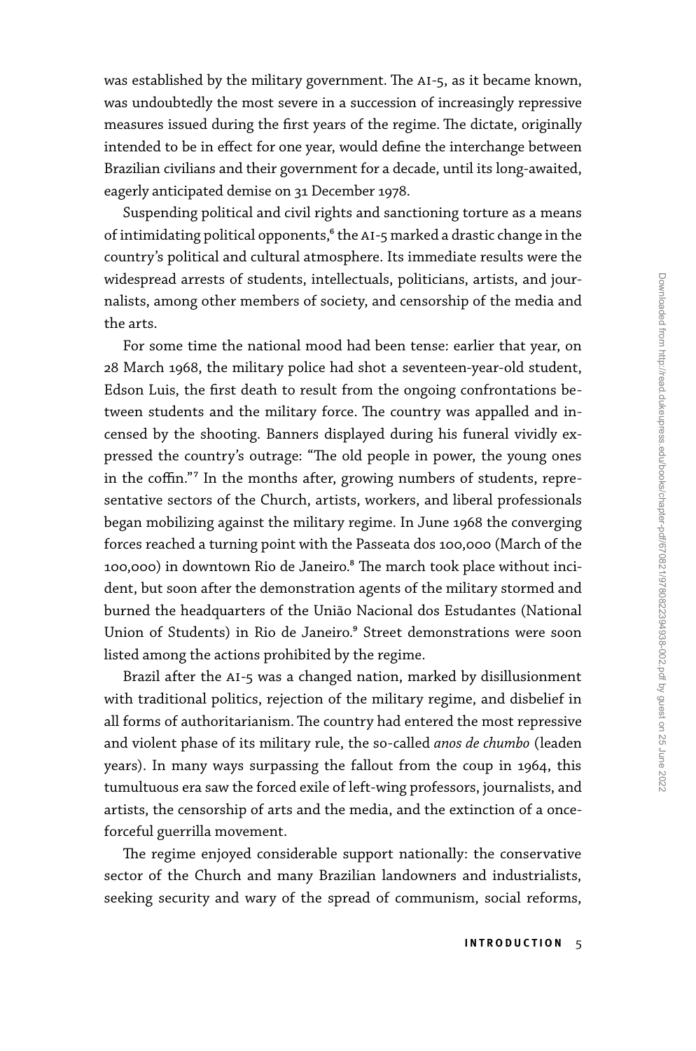was established by the military government. The AI-5, as it became known, was undoubtedly the most severe in a succession of increasingly repressive measures issued during the first years of the regime. The dictate, originally intended to be in effect for one year, would define the interchange between Brazilian civilians and their government for a decade, until its long-awaited, eagerly anticipated demise on 31 December 1978.

Suspending political and civil rights and sanctioning torture as a means of intimidating political opponents,[6] the AI-5 marked a drastic change in the country's political and cultural atmosphere. Its immediate results were the widespread arrests of students, intellectuals, politicians, artists, and journalists, among other members of society, and censorship of the media and the arts.

For some time the national mood had been tense: earlier that year, on 28 March 1968, the military police had shot a seventeen-year-old student, Edson Luis, the first death to result from the ongoing confrontations between students and the military force. The country was appalled and incensed by the shooting. Banners displayed during his funeral vividly expressed the country's outrage: "The old people in power, the young ones in the coffin."[7] In the months after, growing numbers of students, representative sectors of the Church, artists, workers, and liberal professionals began mobilizing against the military regime. In June 1968 the converging forces reached a turning point with the Passeata dos 100,000 (March of the 100,000) in downtown Rio de Janeiro.[8] The march took place without incident, but soon after the demonstration agents of the military stormed and burned the headquarters of the União Nacional dos Estudantes (National Union of Students) in Rio de Janeiro.[9] Street demonstrations were soon listed among the actions prohibited by the regime.

Brazil after the AI-5 was a changed nation, marked by disillusionment with traditional politics, rejection of the military regime, and disbelief in all forms of authoritarianism. The country had entered the most repressive and violent phase of its military rule, the so-called *anos de chumbo* (leaden years). In many ways surpassing the fallout from the coup in 1964, this tumultuous era saw the forced exile of left-wing professors, journalists, and artists, the censorship of arts and the media, and the extinction of a once-forceful guerrilla movement.

The regime enjoyed considerable support nationally: the conservative sector of the Church and many Brazilian landowners and industrialists, seeking security and wary of the spread of communism, social reforms,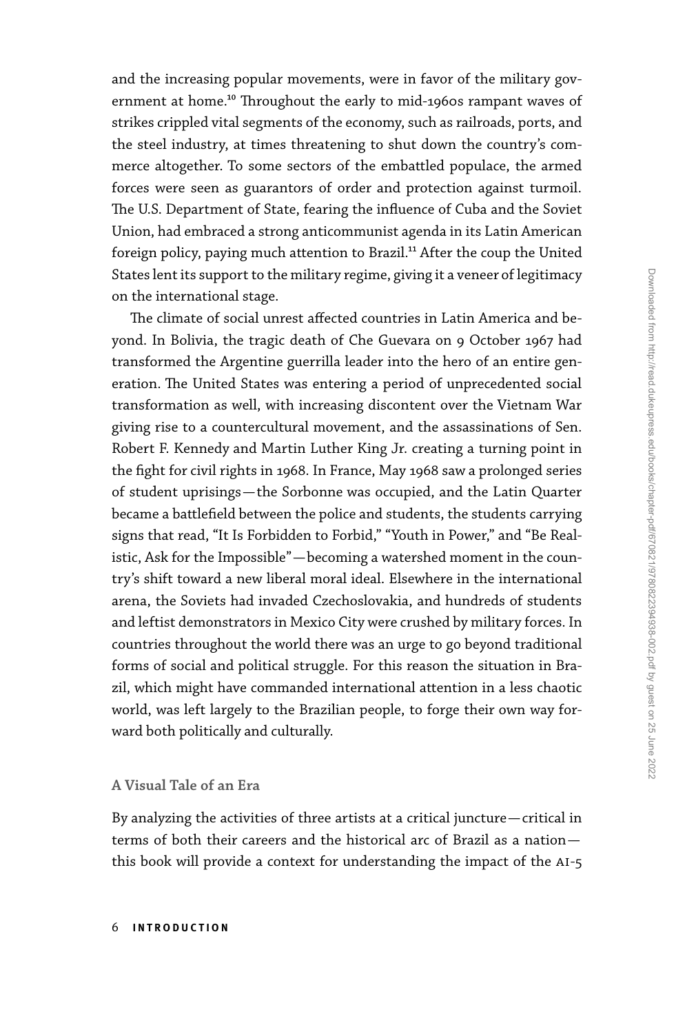and the increasing popular movements, were in favor of the military government at home.[10] Throughout the early to mid-1960s rampant waves of strikes crippled vital segments of the economy, such as railroads, ports, and the steel industry, at times threatening to shut down the country's commerce altogether. To some sectors of the embattled populace, the armed forces were seen as guarantors of order and protection against turmoil. The U.S. Department of State, fearing the influence of Cuba and the Soviet Union, had embraced a strong anticommunist agenda in its Latin American foreign policy, paying much attention to Brazil.[11] After the coup the United States lent its support to the military regime, giving it a veneer of legitimacy on the international stage.

The climate of social unrest affected countries in Latin America and beyond. In Bolivia, the tragic death of Che Guevara on 9 October 1967 had transformed the Argentine guerrilla leader into the hero of an entire generation. The United States was entering a period of unprecedented social transformation as well, with increasing discontent over the Vietnam War giving rise to a countercultural movement, and the assassinations of Sen. Robert F. Kennedy and Martin Luther King Jr. creating a turning point in the fight for civil rights in 1968. In France, May 1968 saw a prolonged series of student uprisings—the Sorbonne was occupied, and the Latin Quarter became a battlefield between the police and students, the students carrying signs that read, "It Is Forbidden to Forbid," "Youth in Power," and "Be Realistic, Ask for the Impossible"—becoming a watershed moment in the country's shift toward a new liberal moral ideal. Elsewhere in the international arena, the Soviets had invaded Czechoslovakia, and hundreds of students and leftist demonstrators in Mexico City were crushed by military forces. In countries throughout the world there was an urge to go beyond traditional forms of social and political struggle. For this reason the situation in Brazil, which might have commanded international attention in a less chaotic world, was left largely to the Brazilian people, to forge their own way forward both politically and culturally.

## A Visual Tale of an Era

By analyzing the activities of three artists at a critical juncture—critical in terms of both their careers and the historical arc of Brazil as a nation—this book will provide a context for understanding the impact of the AI-5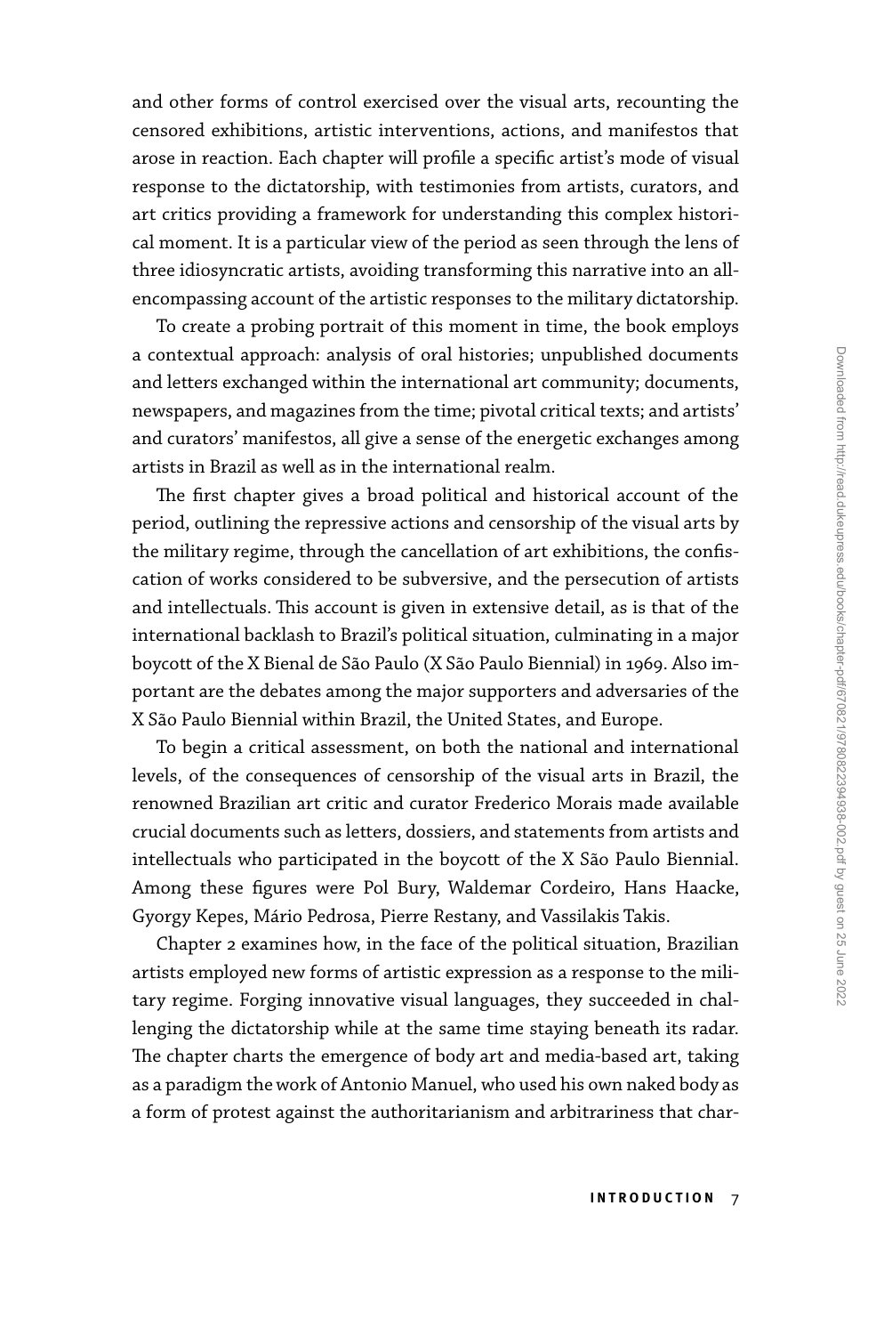and other forms of control exercised over the visual arts, recounting the censored exhibitions, artistic interventions, actions, and manifestos that arose in reaction. Each chapter will profile a specific artist's mode of visual response to the dictatorship, with testimonies from artists, curators, and art critics providing a framework for understanding this complex historical moment. It is a particular view of the period as seen through the lens of three idiosyncratic artists, avoiding transforming this narrative into an all-encompassing account of the artistic responses to the military dictatorship.

To create a probing portrait of this moment in time, the book employs a contextual approach: analysis of oral histories; unpublished documents and letters exchanged within the international art community; documents, newspapers, and magazines from the time; pivotal critical texts; and artists' and curators' manifestos, all give a sense of the energetic exchanges among artists in Brazil as well as in the international realm.

The first chapter gives a broad political and historical account of the period, outlining the repressive actions and censorship of the visual arts by the military regime, through the cancellation of art exhibitions, the confiscation of works considered to be subversive, and the persecution of artists and intellectuals. This account is given in extensive detail, as is that of the international backlash to Brazil's political situation, culminating in a major boycott of the X Bienal de São Paulo (X São Paulo Biennial) in 1969. Also important are the debates among the major supporters and adversaries of the X São Paulo Biennial within Brazil, the United States, and Europe.

To begin a critical assessment, on both the national and international levels, of the consequences of censorship of the visual arts in Brazil, the renowned Brazilian art critic and curator Frederico Morais made available crucial documents such as letters, dossiers, and statements from artists and intellectuals who participated in the boycott of the X São Paulo Biennial. Among these figures were Pol Bury, Waldemar Cordeiro, Hans Haacke, Gyorgy Kepes, Mário Pedrosa, Pierre Restany, and Vassilakis Takis.

Chapter 2 examines how, in the face of the political situation, Brazilian artists employed new forms of artistic expression as a response to the military regime. Forging innovative visual languages, they succeeded in challenging the dictatorship while at the same time staying beneath its radar. The chapter charts the emergence of body art and media-based art, taking as a paradigm the work of Antonio Manuel, who used his own naked body as a form of protest against the authoritarianism and arbitrariness that char-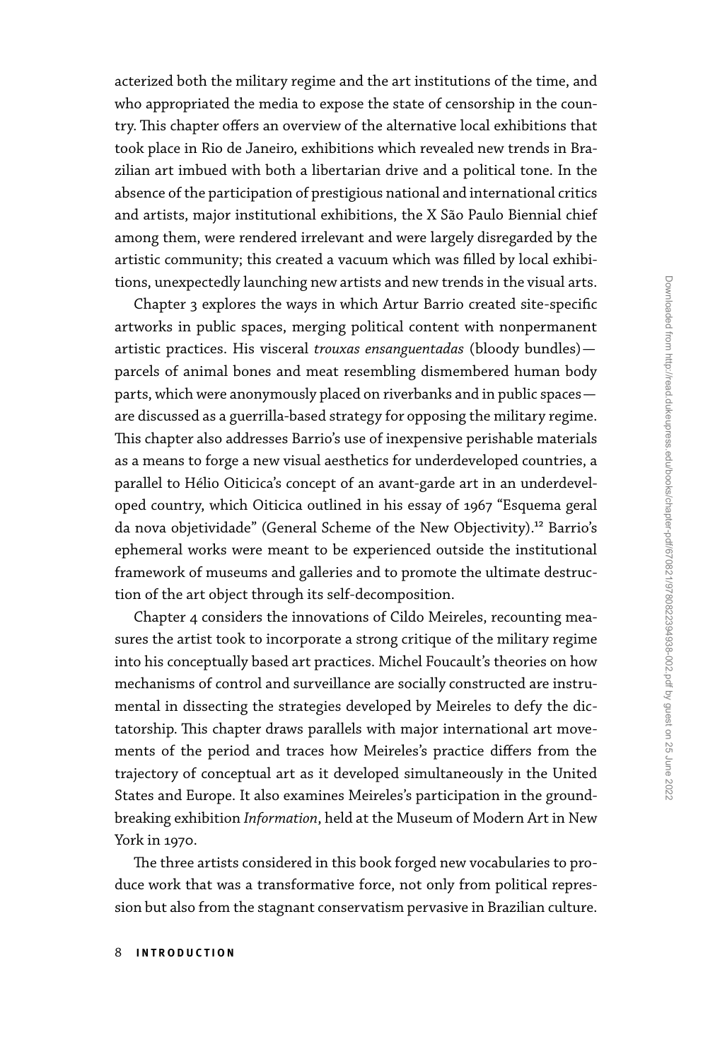acterized both the military regime and the art institutions of the time, and who appropriated the media to expose the state of censorship in the country. This chapter offers an overview of the alternative local exhibitions that took place in Rio de Janeiro, exhibitions which revealed new trends in Brazilian art imbued with both a libertarian drive and a political tone. In the absence of the participation of prestigious national and international critics and artists, major institutional exhibitions, the X São Paulo Biennial chief among them, were rendered irrelevant and were largely disregarded by the artistic community; this created a vacuum which was filled by local exhibitions, unexpectedly launching new artists and new trends in the visual arts.

Chapter 3 explores the ways in which Artur Barrio created site-specific artworks in public spaces, merging political content with nonpermanent artistic practices. His visceral *trouxas ensanguentadas* (bloody bundles)—parcels of animal bones and meat resembling dismembered human body parts, which were anonymously placed on riverbanks and in public spaces—are discussed as a guerrilla-based strategy for opposing the military regime. This chapter also addresses Barrio's use of inexpensive perishable materials as a means to forge a new visual aesthetics for underdeveloped countries, a parallel to Hélio Oiticica's concept of an avant-garde art in an underdeveloped country, which Oiticica outlined in his essay of 1967 "Esquema geral da nova objetividade" (General Scheme of the New Objectivity).[12] Barrio's ephemeral works were meant to be experienced outside the institutional framework of museums and galleries and to promote the ultimate destruction of the art object through its self-decomposition.

Chapter 4 considers the innovations of Cildo Meireles, recounting measures the artist took to incorporate a strong critique of the military regime into his conceptually based art practices. Michel Foucault's theories on how mechanisms of control and surveillance are socially constructed are instrumental in dissecting the strategies developed by Meireles to defy the dictatorship. This chapter draws parallels with major international art movements of the period and traces how Meireles's practice differs from the trajectory of conceptual art as it developed simultaneously in the United States and Europe. It also examines Meireles's participation in the groundbreaking exhibition *Information*, held at the Museum of Modern Art in New York in 1970.

The three artists considered in this book forged new vocabularies to produce work that was a transformative force, not only from political repression but also from the stagnant conservatism pervasive in Brazilian culture.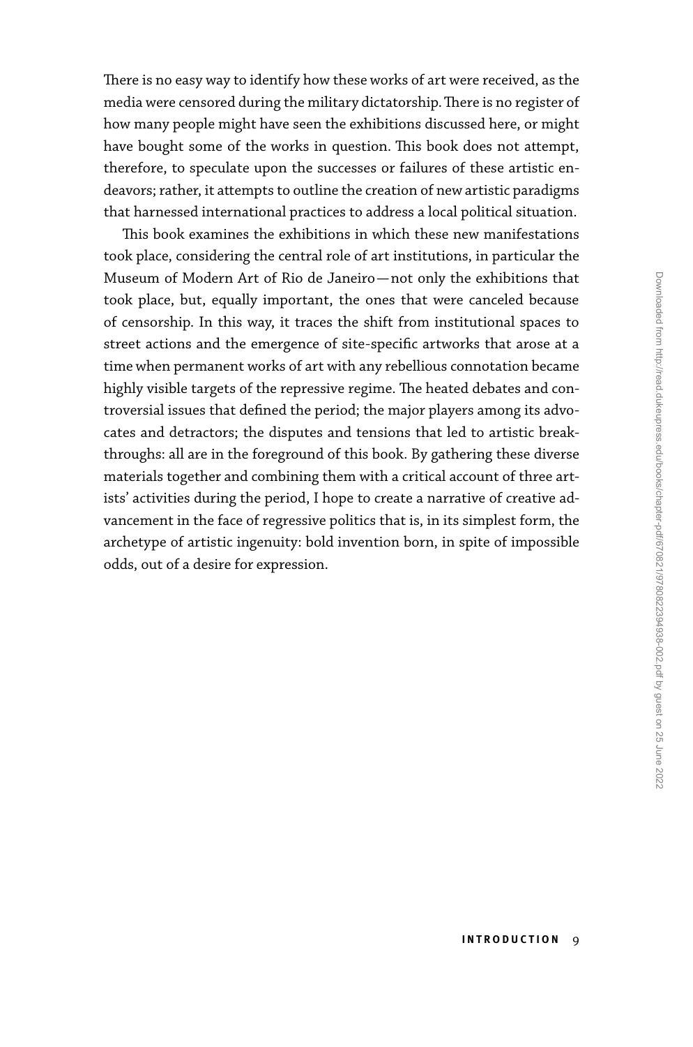There is no easy way to identify how these works of art were received, as the media were censored during the military dictatorship. There is no register of how many people might have seen the exhibitions discussed here, or might have bought some of the works in question. This book does not attempt, therefore, to speculate upon the successes or failures of these artistic endeavors; rather, it attempts to outline the creation of new artistic paradigms that harnessed international practices to address a local political situation.

This book examines the exhibitions in which these new manifestations took place, considering the central role of art institutions, in particular the Museum of Modern Art of Rio de Janeiro—not only the exhibitions that took place, but, equally important, the ones that were canceled because of censorship. In this way, it traces the shift from institutional spaces to street actions and the emergence of site-specific artworks that arose at a time when permanent works of art with any rebellious connotation became highly visible targets of the repressive regime. The heated debates and controversial issues that defined the period; the major players among its advocates and detractors; the disputes and tensions that led to artistic breakthroughs: all are in the foreground of this book. By gathering these diverse materials together and combining them with a critical account of three artists' activities during the period, I hope to create a narrative of creative advancement in the face of regressive politics that is, in its simplest form, the archetype of artistic ingenuity: bold invention born, in spite of impossible odds, out of a desire for expression.